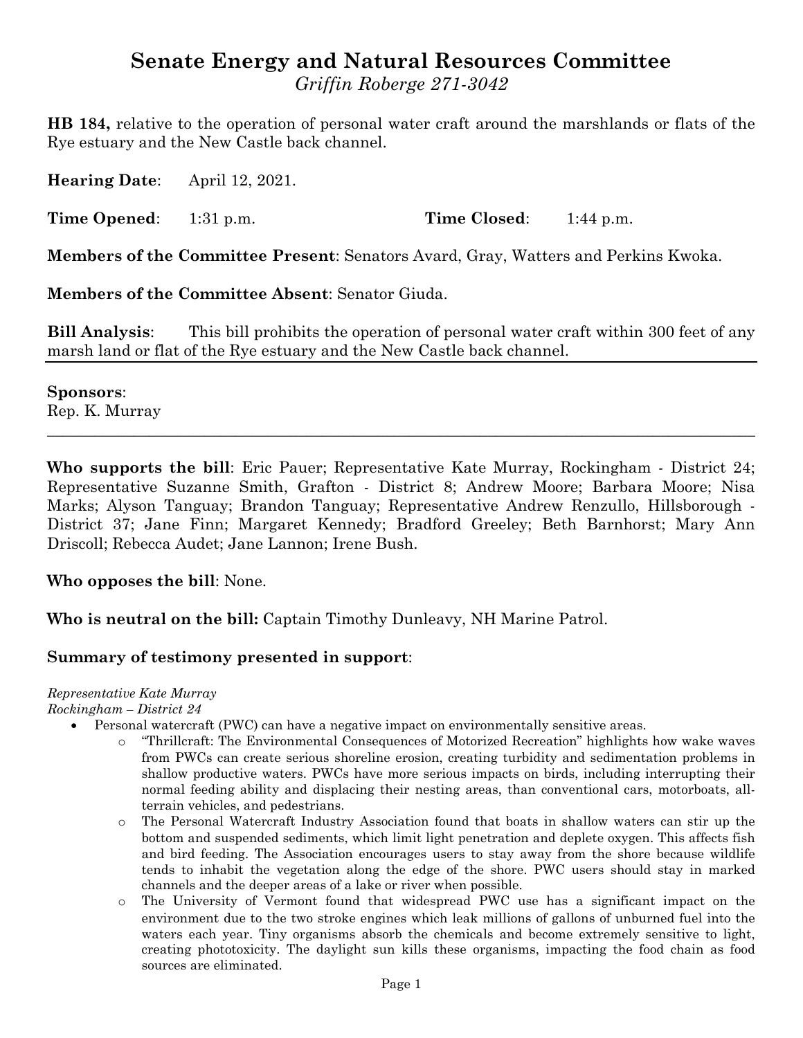# Senate Energy and Natural Resources Committee

*Griffin Roberge 271-3042*

**HB 184,** relative to the operation of personal water craft around the marshlands or flats of the Rye estuary and the New Castle back channel.

**Hearing Date**: April 12, 2021.

**Time Opened**: 1:31 p.m. **Time Closed**: 1:44 p.m.

**Members of the Committee Present**: Senators Avard, Gray, Watters and Perkins Kwoka.

**Members of the Committee Absent**: Senator Giuda.

**Bill Analysis**: This bill prohibits the operation of personal water craft within 300 feet of any marsh land or flat of the Rye estuary and the New Castle back channel.

---

**Sponsors**:
Rep. K. Murray

---

**Who supports the bill**: Eric Pauer; Representative Kate Murray, Rockingham - District 24; Representative Suzanne Smith, Grafton - District 8; Andrew Moore; Barbara Moore; Nisa Marks; Alyson Tanguay; Brandon Tanguay; Representative Andrew Renzullo, Hillsborough - District 37; Jane Finn; Margaret Kennedy; Bradford Greeley; Beth Barnhorst; Mary Ann Driscoll; Rebecca Audet; Jane Lannon; Irene Bush.

**Who opposes the bill**: None.

**Who is neutral on the bill:** Captain Timothy Dunleavy, NH Marine Patrol.

**Summary of testimony presented in support**:

*Representative Kate Murray*
*Rockingham – District 24*

- Personal watercraft (PWC) can have a negative impact on environmentally sensitive areas.
  - "Thrillcraft: The Environmental Consequences of Motorized Recreation" highlights how wake waves from PWCs can create serious shoreline erosion, creating turbidity and sedimentation problems in shallow productive waters. PWCs have more serious impacts on birds, including interrupting their normal feeding ability and displacing their nesting areas, than conventional cars, motorboats, all-terrain vehicles, and pedestrians.
  - The Personal Watercraft Industry Association found that boats in shallow waters can stir up the bottom and suspended sediments, which limit light penetration and deplete oxygen. This affects fish and bird feeding. The Association encourages users to stay away from the shore because wildlife tends to inhabit the vegetation along the edge of the shore. PWC users should stay in marked channels and the deeper areas of a lake or river when possible.
  - The University of Vermont found that widespread PWC use has a significant impact on the environment due to the two stroke engines which leak millions of gallons of unburned fuel into the waters each year. Tiny organisms absorb the chemicals and become extremely sensitive to light, creating phototoxicity. The daylight sun kills these organisms, impacting the food chain as food sources are eliminated.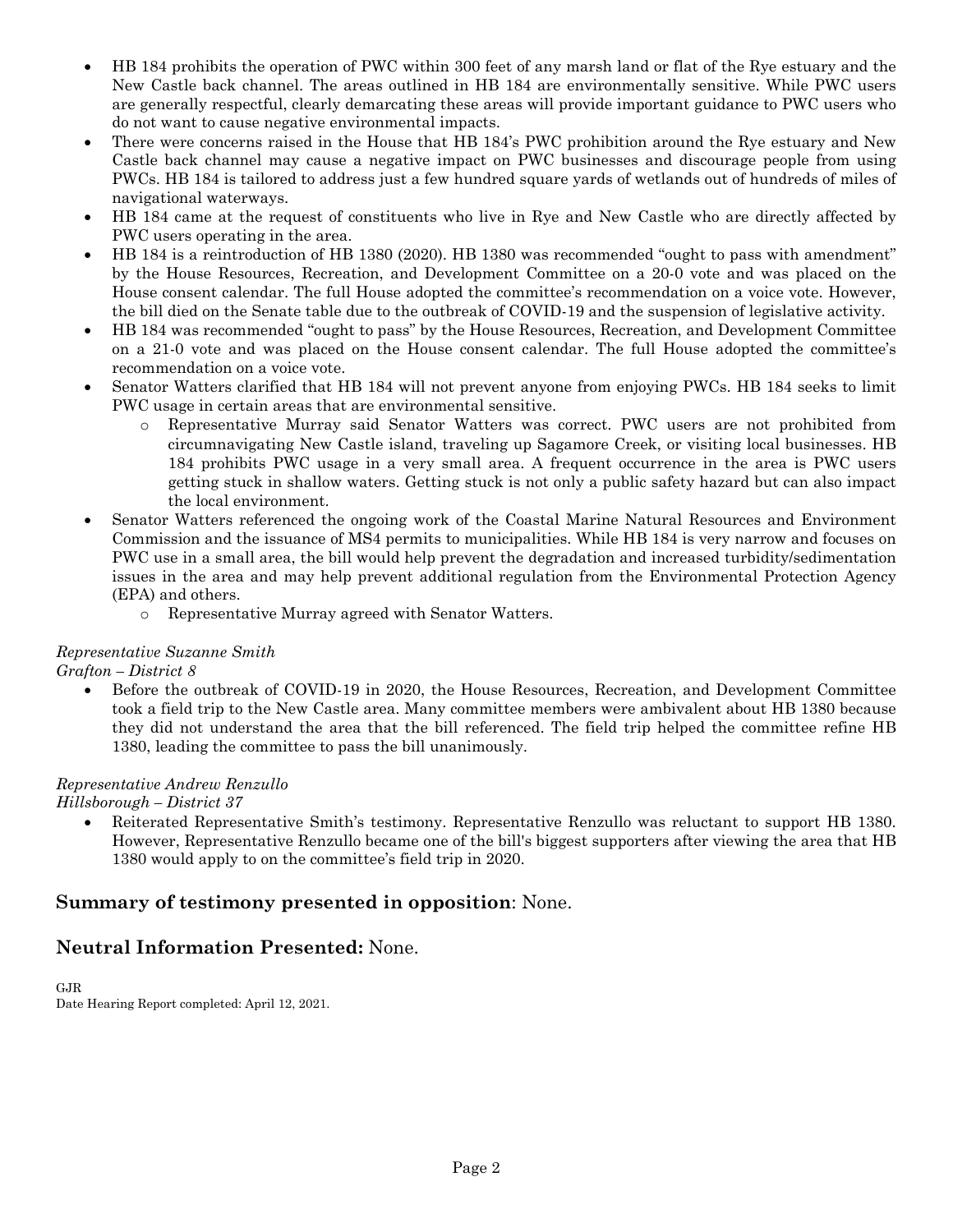- HB 184 prohibits the operation of PWC within 300 feet of any marsh land or flat of the Rye estuary and the New Castle back channel. The areas outlined in HB 184 are environmentally sensitive. While PWC users are generally respectful, clearly demarcating these areas will provide important guidance to PWC users who do not want to cause negative environmental impacts.
- There were concerns raised in the House that HB 184's PWC prohibition around the Rye estuary and New Castle back channel may cause a negative impact on PWC businesses and discourage people from using PWCs. HB 184 is tailored to address just a few hundred square yards of wetlands out of hundreds of miles of navigational waterways.
- HB 184 came at the request of constituents who live in Rye and New Castle who are directly affected by PWC users operating in the area.
- HB 184 is a reintroduction of HB 1380 (2020). HB 1380 was recommended "ought to pass with amendment" by the House Resources, Recreation, and Development Committee on a 20-0 vote and was placed on the House consent calendar. The full House adopted the committee's recommendation on a voice vote. However, the bill died on the Senate table due to the outbreak of COVID-19 and the suspension of legislative activity.
- HB 184 was recommended "ought to pass" by the House Resources, Recreation, and Development Committee on a 21-0 vote and was placed on the House consent calendar. The full House adopted the committee's recommendation on a voice vote.
- Senator Watters clarified that HB 184 will not prevent anyone from enjoying PWCs. HB 184 seeks to limit PWC usage in certain areas that are environmental sensitive.
  - Representative Murray said Senator Watters was correct. PWC users are not prohibited from circumnavigating New Castle island, traveling up Sagamore Creek, or visiting local businesses. HB 184 prohibits PWC usage in a very small area. A frequent occurrence in the area is PWC users getting stuck in shallow waters. Getting stuck is not only a public safety hazard but can also impact the local environment.
- Senator Watters referenced the ongoing work of the Coastal Marine Natural Resources and Environment Commission and the issuance of MS4 permits to municipalities. While HB 184 is very narrow and focuses on PWC use in a small area, the bill would help prevent the degradation and increased turbidity/sedimentation issues in the area and may help prevent additional regulation from the Environmental Protection Agency (EPA) and others.
  - Representative Murray agreed with Senator Watters.

*Representative Suzanne Smith*
*Grafton – District 8*

- Before the outbreak of COVID-19 in 2020, the House Resources, Recreation, and Development Committee took a field trip to the New Castle area. Many committee members were ambivalent about HB 1380 because they did not understand the area that the bill referenced. The field trip helped the committee refine HB 1380, leading the committee to pass the bill unanimously.

*Representative Andrew Renzullo*
*Hillsborough – District 37*

- Reiterated Representative Smith's testimony. Representative Renzullo was reluctant to support HB 1380. However, Representative Renzullo became one of the bill's biggest supporters after viewing the area that HB 1380 would apply to on the committee's field trip in 2020.

## **Summary of testimony presented in opposition**: None.

## **Neutral Information Presented:** None.

GJR
Date Hearing Report completed: April 12, 2021.